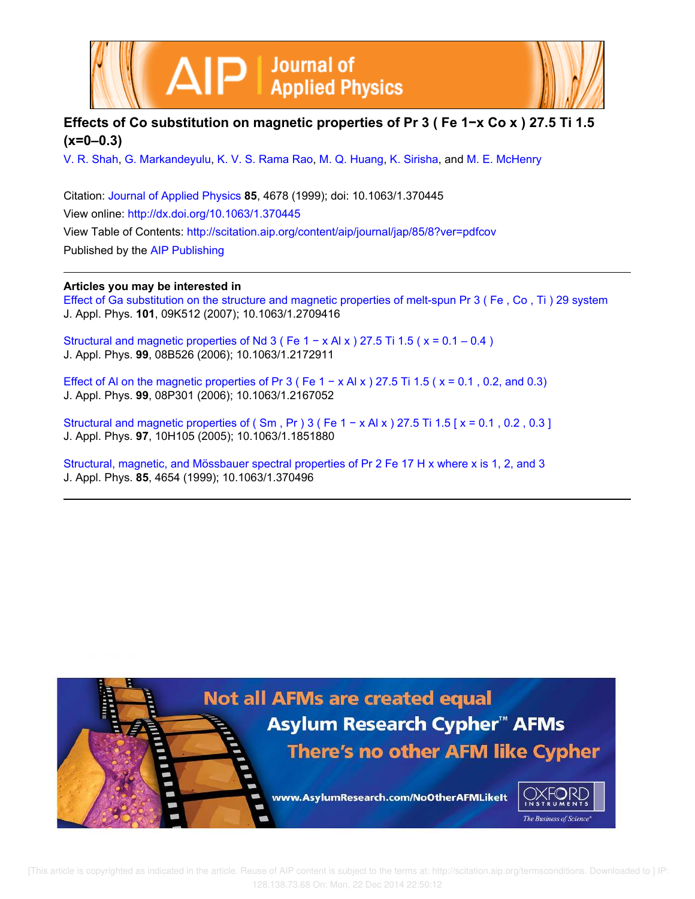# Effects of Co substitution on magnetic properties of $Pr_3(Fe_{1-x}Co_x)_{27.5}Ti_{1.5}$ (x=0–0.3)

V. R. Shah, G. Markandeyulu, K. V. S. Rama Rao, M. Q. Huang, K. Sirisha, and M. E. McHenry

Citation: Journal of Applied Physics **85**, 4678 (1999); doi: 10.1063/1.370445

View online: http://dx.doi.org/10.1063/1.370445

View Table of Contents: http://scitation.aip.org/content/aip/journal/jap/85/8?ver=pdfcov

Published by the AIP Publishing

## Articles you may be interested in

Effect of Ga substitution on the structure and magnetic properties of melt-spun $Pr_3(Fe,Co,Ti)_{29}$ system
J. Appl. Phys. **101**, 09K512 (2007); 10.1063/1.2709416

Structural and magnetic properties of $Nd_3(Fe_{1-x}Al_x)_{27.5}Ti_{1.5}$ (x = 0.1 – 0.4)
J. Appl. Phys. **99**, 08B526 (2006); 10.1063/1.2172911

Effect of Al on the magnetic properties of $Pr_3(Fe_{1-x}Al_x)_{27.5}Ti_{1.5}$ (x = 0.1, 0.2, and 0.3)
J. Appl. Phys. **99**, 08P301 (2006); 10.1063/1.2167052

Structural and magnetic properties of $(Sm,Pr)_3(Fe_{1-x}Al_x)_{27.5}Ti_{1.5}$ [x = 0.1, 0.2, 0.3]
J. Appl. Phys. **97**, 10H105 (2005); 10.1063/1.1851880

Structural, magnetic, and Mössbauer spectral properties of $Pr_2Fe_{17}H_x$ where x is 1, 2, and 3
J. Appl. Phys. **85**, 4654 (1999); 10.1063/1.370496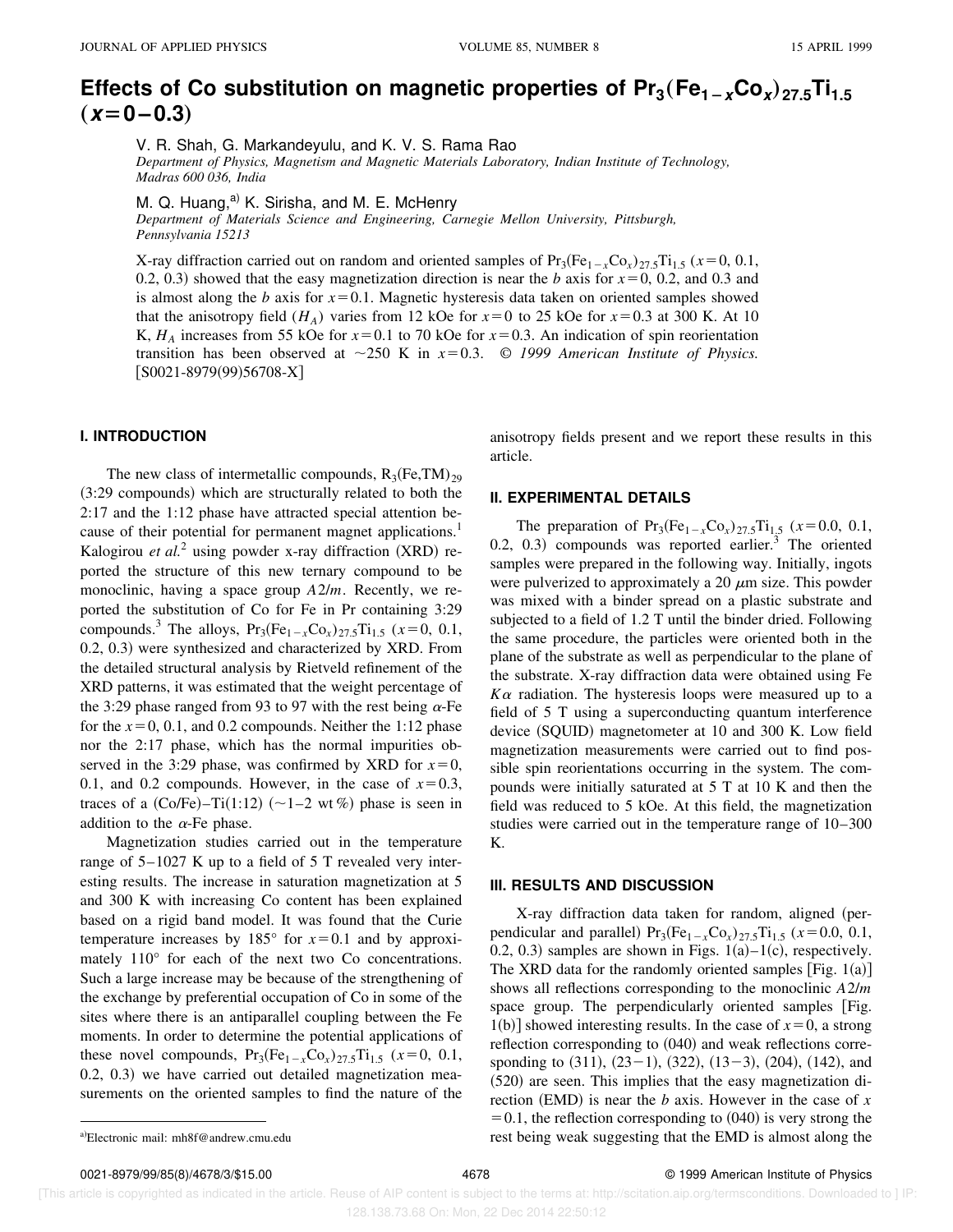# Effects of Co substitution on magnetic properties of $Pr_3(Fe_{1-x}Co_x)_{27.5}Ti_{1.5}$ ($x=0-0.3$)

V. R. Shah, G. Markandeyulu, and K. V. S. Rama Rao

*Department of Physics, Magnetism and Magnetic Materials Laboratory, Indian Institute of Technology, Madras 600 036, India*

M. Q. Huang,[a] K. Sirisha, and M. E. McHenry

*Department of Materials Science and Engineering, Carnegie Mellon University, Pittsburgh, Pennsylvania 15213*

X-ray diffraction carried out on random and oriented samples of $Pr_3(Fe_{1-x}Co_x)_{27.5}Ti_{1.5}$ ($x=0$, 0.1, 0.2, 0.3) showed that the easy magnetization direction is near the *b* axis for $x=0$, 0.2, and 0.3 and is almost along the *b* axis for $x=0.1$. Magnetic hysteresis data taken on oriented samples showed that the anisotropy field ($H_A$) varies from 12 kOe for $x=0$ to 25 kOe for $x=0.3$ at 300 K. At 10 K, $H_A$ increases from 55 kOe for $x=0.1$ to 70 kOe for $x=0.3$. An indication of spin reorientation transition has been observed at ~250 K in $x=0.3$. © *1999 American Institute of Physics.* [S0021-8979(99)56708-X]

## I. INTRODUCTION

The new class of intermetallic compounds, $R_3(Fe,TM)_{29}$ (3:29 compounds) which are structurally related to both the 2:17 and the 1:12 phase have attracted special attention because of their potential for permanent magnet applications.[1] Kalogirou *et al.*[2] using powder x-ray diffraction (XRD) reported the structure of this new ternary compound to be monoclinic, having a space group *A*2/*m*. Recently, we reported the substitution of Co for Fe in Pr containing 3:29 compounds.[3] The alloys, $Pr_3(Fe_{1-x}Co_x)_{27.5}Ti_{1.5}$ ($x=0$, 0.1, 0.2, 0.3) were synthesized and characterized by XRD. From the detailed structural analysis by Rietveld refinement of the XRD patterns, it was estimated that the weight percentage of the 3:29 phase ranged from 93 to 97 with the rest being α-Fe for the $x=0$, 0.1, and 0.2 compounds. Neither the 1:12 phase nor the 2:17 phase, which has the normal impurities observed in the 3:29 phase, was confirmed by XRD for $x=0$, 0.1, and 0.2 compounds. However, in the case of $x=0.3$, traces of a (Co/Fe)–Ti(1:12) (~1–2 wt %) phase is seen in addition to the α-Fe phase.

Magnetization studies carried out in the temperature range of 5–1027 K up to a field of 5 T revealed very interesting results. The increase in saturation magnetization at 5 and 300 K with increasing Co content has been explained based on a rigid band model. It was found that the Curie temperature increases by 185° for $x=0.1$ and by approximately 110° for each of the next two Co concentrations. Such a large increase may be because of the strengthening of the exchange by preferential occupation of Co in some of the sites where there is an antiparallel coupling between the Fe moments. In order to determine the potential applications of these novel compounds, $Pr_3(Fe_{1-x}Co_x)_{27.5}Ti_{1.5}$ ($x=0$, 0.1, 0.2, 0.3) we have carried out detailed magnetization measurements on the oriented samples to find the nature of the anisotropy fields present and we report these results in this article.

## II. EXPERIMENTAL DETAILS

The preparation of $Pr_3(Fe_{1-x}Co_x)_{27.5}Ti_{1.5}$ ($x=0.0$, 0.1, 0.2, 0.3) compounds was reported earlier.[3] The oriented samples were prepared in the following way. Initially, ingots were pulverized to approximately a 20 μm size. This powder was mixed with a binder spread on a plastic substrate and subjected to a field of 1.2 T until the binder dried. Following the same procedure, the particles were oriented both in the plane of the substrate as well as perpendicular to the plane of the substrate. X-ray diffraction data were obtained using Fe *K*α radiation. The hysteresis loops were measured up to a field of 5 T using a superconducting quantum interference device (SQUID) magnetometer at 10 and 300 K. Low field magnetization measurements were carried out to find possible spin reorientations occurring in the system. The compounds were initially saturated at 5 T at 10 K and then the field was reduced to 5 kOe. At this field, the magnetization studies were carried out in the temperature range of 10–300 K.

## III. RESULTS AND DISCUSSION

X-ray diffraction data taken for random, aligned (perpendicular and parallel) $Pr_3(Fe_{1-x}Co_x)_{27.5}Ti_{1.5}$ ($x=0.0$, 0.1, 0.2, 0.3) samples are shown in Figs. 1(a)–1(c), respectively. The XRD data for the randomly oriented samples [Fig. 1(a)] shows all reflections corresponding to the monoclinic *A*2/*m* space group. The perpendicularly oriented samples [Fig. 1(b)] showed interesting results. In the case of $x=0$, a strong reflection corresponding to (040) and weak reflections corresponding to (311), (23−1), (322), (13−3), (204), (142), and (520) are seen. This implies that the easy magnetization direction (EMD) is near the *b* axis. However in the case of $x=0.1$, the reflection corresponding to (040) is very strong the rest being weak suggesting that the EMD is almost along the

[a]Electronic mail: mh8f@andrew.cmu.edu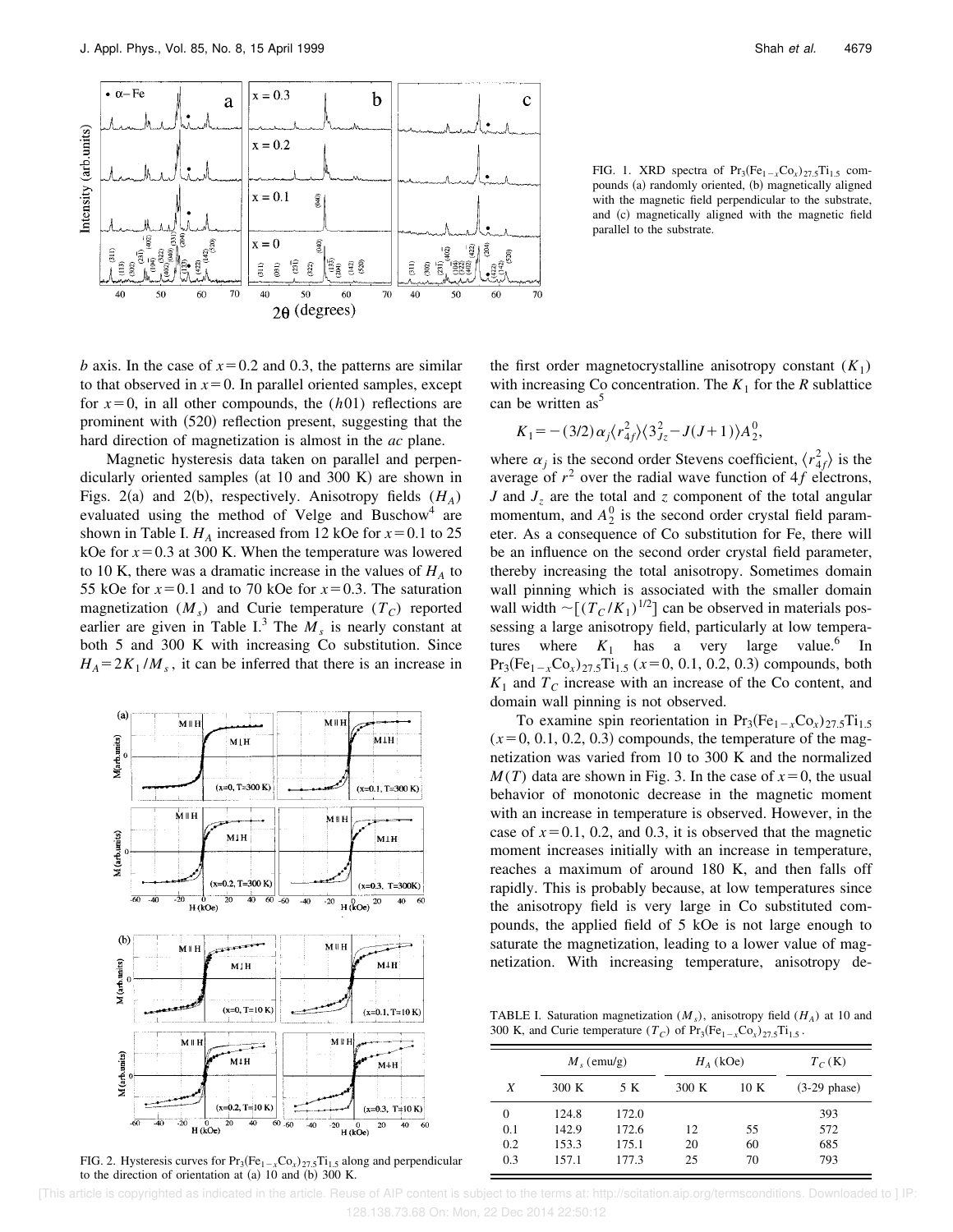FIG. 1. XRD spectra of $Pr_3(Fe_{1-x}Co_x)_{27.5}Ti_{1.5}$ compounds (a) randomly oriented, (b) magnetically aligned with the magnetic field perpendicular to the substrate, and (c) magnetically aligned with the magnetic field parallel to the substrate.

*b* axis. In the case of $x=0.2$ and 0.3, the patterns are similar to that observed in $x=0$. In parallel oriented samples, except for $x=0$, in all other compounds, the $(h01)$ reflections are prominent with (520) reflection present, suggesting that the hard direction of magnetization is almost in the *ac* plane.

Magnetic hysteresis data taken on parallel and perpendicularly oriented samples (at 10 and 300 K) are shown in Figs. 2(a) and 2(b), respectively. Anisotropy fields $(H_A)$ evaluated using the method of Velge and Buschow[4] are shown in Table I. $H_A$ increased from 12 kOe for $x=0.1$ to 25 kOe for $x=0.3$ at 300 K. When the temperature was lowered to 10 K, there was a dramatic increase in the values of $H_A$ to 55 kOe for $x=0.1$ and to 70 kOe for $x=0.3$. The saturation magnetization $(M_s)$ and Curie temperature $(T_C)$ reported earlier are given in Table I.[3] The $M_s$ is nearly constant at both 5 and 300 K with increasing Co substitution. Since $H_A = 2K_1/M_s$, it can be inferred that there is an increase in the first order magnetocrystalline anisotropy constant $(K_1)$ with increasing Co concentration. The $K_1$ for the *R* sublattice can be written as[5]

$$K_1 = -(3/2)\alpha_j \langle r_{4f}^2 \rangle \langle 3_{Jz}^2 - J(J+1) \rangle A_2^0,$$

where $\alpha_j$ is the second order Stevens coefficient, $\langle r_{4f}^2 \rangle$ is the average of $r^2$ over the radial wave function of $4f$ electrons, $J$ and $J_z$ are the total and *z* component of the total angular momentum, and $A_2^0$ is the second order crystal field parameter. As a consequence of Co substitution for Fe, there will be an influence on the second order crystal field parameter, thereby increasing the total anisotropy. Sometimes domain wall pinning which is associated with the smaller domain wall width $\sim[(T_C/K_1)^{1/2}]$ can be observed in materials possessing a large anisotropy field, particularly at low temperatures where $K_1$ has a very large value.[6] In $Pr_3(Fe_{1-x}Co_x)_{27.5}Ti_{1.5}$ $(x=0,\ 0.1,\ 0.2,\ 0.3)$ compounds, both $K_1$ and $T_C$ increase with an increase of the Co content, and domain wall pinning is not observed.

To examine spin reorientation in $Pr_3(Fe_{1-x}Co_x)_{27.5}Ti_{1.5}$ $(x=0,\ 0.1,\ 0.2,\ 0.3)$ compounds, the temperature of the magnetization was varied from 10 to 300 K and the normalized $M(T)$ data are shown in Fig. 3. In the case of $x=0$, the usual behavior of monotonic decrease in the magnetic moment with an increase in temperature is observed. However, in the case of $x=0.1$, 0.2, and 0.3, it is observed that the magnetic moment increases initially with an increase in temperature, reaches a maximum of around 180 K, and then falls off rapidly. This is probably because, at low temperatures since the anisotropy field is very large in Co substituted compounds, the applied field of 5 kOe is not large enough to saturate the magnetization, leading to a lower value of magnetization. With increasing temperature, anisotropy de-

FIG. 2. Hysteresis curves for $Pr_3(Fe_{1-x}Co_x)_{27.5}Ti_{1.5}$ along and perpendicular to the direction of orientation at (a) 10 and (b) 300 K.

TABLE I. Saturation magnetization $(M_s)$, anisotropy field $(H_A)$ at 10 and 300 K, and Curie temperature $(T_C)$ of $Pr_3(Fe_{1-x}Co_x)_{27.5}Ti_{1.5}$.

| | $M_s$ (emu/g) | | $H_A$ (kOe) | | $T_C$ (K) |
|---|---|---|---|---|---|
| *X* | 300 K | 5 K | 300 K | 10 K | (3-29 phase) |
| 0 | 124.8 | 172.0 | | | 393 |
| 0.1 | 142.9 | 172.6 | 12 | 55 | 572 |
| 0.2 | 153.3 | 175.1 | 20 | 60 | 685 |
| 0.3 | 157.1 | 177.3 | 25 | 70 | 793 |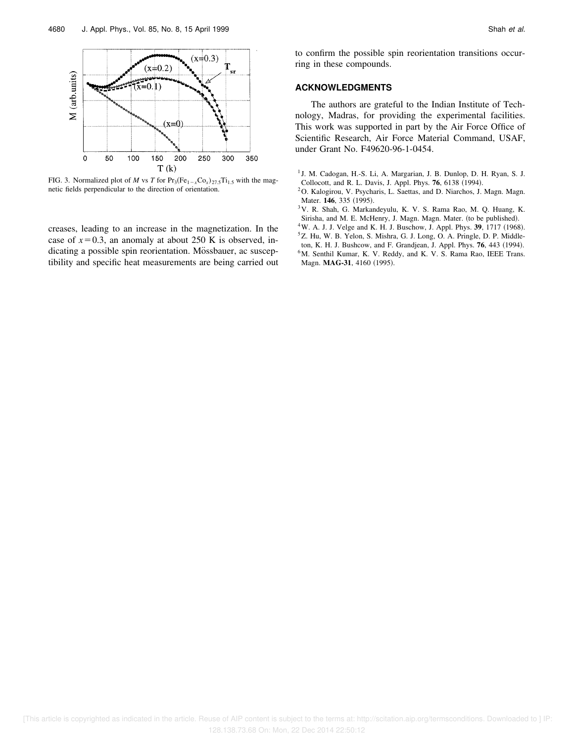(x=0.3)

(x=0.2)

$T_{sr}$

(x=0.1)

(x=0)

M (arb.units)

0 50 100 150 200 250 300 350

T (k)

FIG. 3. Normalized plot of $M$ vs $T$ for $Pr_3(Fe_{1-x}Co_x)_{27.5}Ti_{1.5}$ with the magnetic fields perpendicular to the direction of orientation.

creases, leading to an increase in the magnetization. In the case of $x=0.3$, an anomaly at about 250 K is observed, indicating a possible spin reorientation. Mössbauer, ac susceptibility and specific heat measurements are being carried out to confirm the possible spin reorientation transitions occurring in these compounds.

## ACKNOWLEDGMENTS

The authors are grateful to the Indian Institute of Technology, Madras, for providing the experimental facilities. This work was supported in part by the Air Force Office of Scientific Research, Air Force Material Command, USAF, under Grant No. F49620-96-1-0454.

[1] J. M. Cadogan, H.-S. Li, A. Margarian, J. B. Dunlop, D. H. Ryan, S. J. Collocott, and R. L. Davis, J. Appl. Phys. **76**, 6138 (1994).

[2] O. Kalogirou, V. Psycharis, L. Saettas, and D. Niarchos, J. Magn. Magn. Mater. **146**, 335 (1995).

[3] V. R. Shah, G. Markandeyulu, K. V. S. Rama Rao, M. Q. Huang, K. Sirisha, and M. E. McHenry, J. Magn. Magn. Mater. (to be published).

[4] W. A. J. J. Velge and K. H. J. Buschow, J. Appl. Phys. **39**, 1717 (1968).

[5] Z. Hu, W. B. Yelon, S. Mishra, G. J. Long, O. A. Pringle, D. P. Middleton, K. H. J. Bushcow, and F. Grandjean, J. Appl. Phys. **76**, 443 (1994).

[6] M. Senthil Kumar, K. V. Reddy, and K. V. S. Rama Rao, IEEE Trans. Magn. **MAG-31**, 4160 (1995).